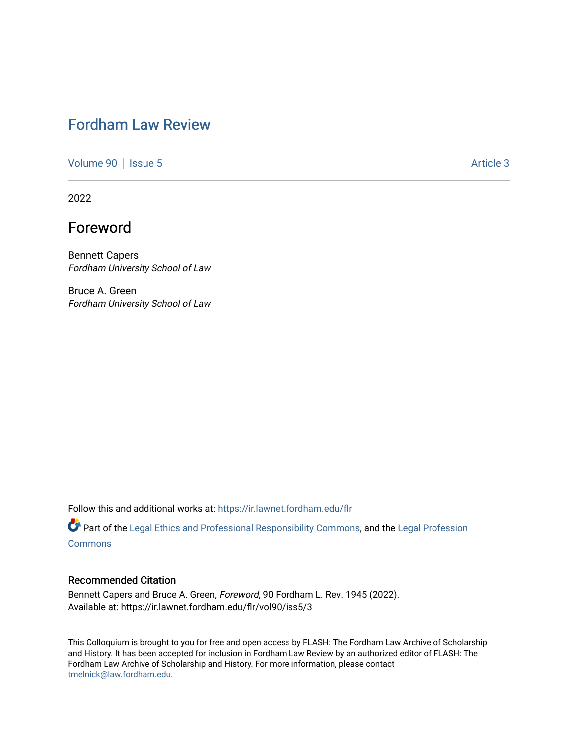# Fordham Law Review

Volume 90 | Issue 5 | Article 3

2022

## Foreword

Bennett Capers
*Fordham University School of Law*

Bruce A. Green
*Fordham University School of Law*

Follow this and additional works at: https://ir.lawnet.fordham.edu/flr

Part of the Legal Ethics and Professional Responsibility Commons, and the Legal Profession Commons

### Recommended Citation

Bennett Capers and Bruce A. Green, *Foreword*, 90 Fordham L. Rev. 1945 (2022).
Available at: https://ir.lawnet.fordham.edu/flr/vol90/iss5/3

This Colloquium is brought to you for free and open access by FLASH: The Fordham Law Archive of Scholarship and History. It has been accepted for inclusion in Fordham Law Review by an authorized editor of FLASH: The Fordham Law Archive of Scholarship and History. For more information, please contact tmelnick@law.fordham.edu.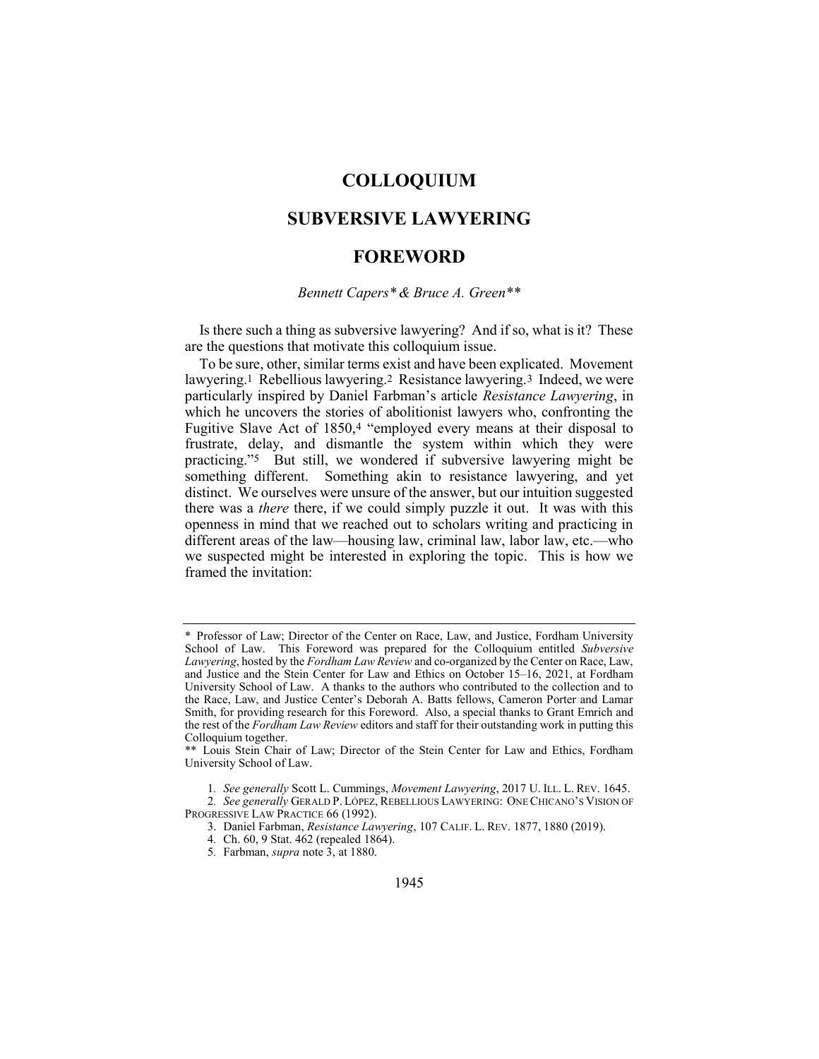# COLLOQUIUM

# SUBVERSIVE LAWYERING

# FOREWORD

*Bennett Capers\* & Bruce A. Green\*\**

Is there such a thing as subversive lawyering? And if so, what is it? These are the questions that motivate this colloquium issue.

To be sure, other, similar terms exist and have been explicated. Movement lawyering.[1] Rebellious lawyering.[2] Resistance lawyering.[3] Indeed, we were particularly inspired by Daniel Farbman's article *Resistance Lawyering*, in which he uncovers the stories of abolitionist lawyers who, confronting the Fugitive Slave Act of 1850,[4] "employed every means at their disposal to frustrate, delay, and dismantle the system within which they were practicing."[5] But still, we wondered if subversive lawyering might be something different. Something akin to resistance lawyering, and yet distinct. We ourselves were unsure of the answer, but our intuition suggested there was a *there* there, if we could simply puzzle it out. It was with this openness in mind that we reached out to scholars writing and practicing in different areas of the law—housing law, criminal law, labor law, etc.—who we suspected might be interested in exploring the topic. This is how we framed the invitation:

---

\* Professor of Law; Director of the Center on Race, Law, and Justice, Fordham University School of Law. This Foreword was prepared for the Colloquium entitled *Subversive Lawyering*, hosted by the *Fordham Law Review* and co-organized by the Center on Race, Law, and Justice and the Stein Center for Law and Ethics on October 15–16, 2021, at Fordham University School of Law. A thanks to the authors who contributed to the collection and to the Race, Law, and Justice Center's Deborah A. Batts fellows, Cameron Porter and Lamar Smith, for providing research for this Foreword. Also, a special thanks to Grant Emrich and the rest of the *Fordham Law Review* editors and staff for their outstanding work in putting this Colloquium together.

\*\* Louis Stein Chair of Law; Director of the Stein Center for Law and Ethics, Fordham University School of Law.

1. *See generally* Scott L. Cummings, *Movement Lawyering*, 2017 U. ILL. L. REV. 1645.

2. *See generally* GERALD P. LÓPEZ, REBELLIOUS LAWYERING: ONE CHICANO'S VISION OF PROGRESSIVE LAW PRACTICE 66 (1992).

3. Daniel Farbman, *Resistance Lawyering*, 107 CALIF. L. REV. 1877, 1880 (2019).

4. Ch. 60, 9 Stat. 462 (repealed 1864).

5. Farbman, *supra* note 3, at 1880.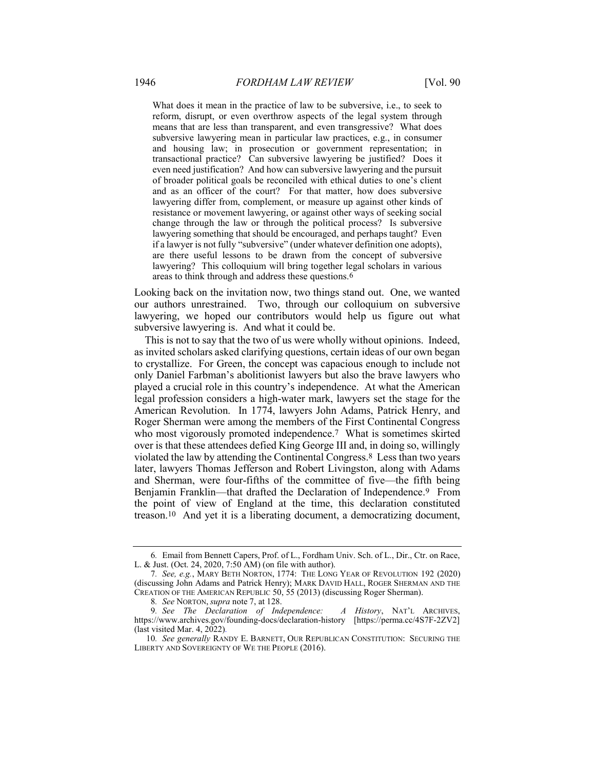> What does it mean in the practice of law to be subversive, i.e., to seek to reform, disrupt, or even overthrow aspects of the legal system through means that are less than transparent, and even transgressive? What does subversive lawyering mean in particular law practices, e.g., in consumer and housing law; in prosecution or government representation; in transactional practice? Can subversive lawyering be justified? Does it even need justification? And how can subversive lawyering and the pursuit of broader political goals be reconciled with ethical duties to one's client and as an officer of the court? For that matter, how does subversive lawyering differ from, complement, or measure up against other kinds of resistance or movement lawyering, or against other ways of seeking social change through the law or through the political process? Is subversive lawyering something that should be encouraged, and perhaps taught? Even if a lawyer is not fully "subversive" (under whatever definition one adopts), are there useful lessons to be drawn from the concept of subversive lawyering? This colloquium will bring together legal scholars in various areas to think through and address these questions.[6]

Looking back on the invitation now, two things stand out. One, we wanted our authors unrestrained. Two, through our colloquium on subversive lawyering, we hoped our contributors would help us figure out what subversive lawyering is. And what it could be.

This is not to say that the two of us were wholly without opinions. Indeed, as invited scholars asked clarifying questions, certain ideas of our own began to crystallize. For Green, the concept was capacious enough to include not only Daniel Farbman's abolitionist lawyers but also the brave lawyers who played a crucial role in this country's independence. At what the American legal profession considers a high-water mark, lawyers set the stage for the American Revolution. In 1774, lawyers John Adams, Patrick Henry, and Roger Sherman were among the members of the First Continental Congress who most vigorously promoted independence.[7] What is sometimes skirted over is that these attendees defied King George III and, in doing so, willingly violated the law by attending the Continental Congress.[8] Less than two years later, lawyers Thomas Jefferson and Robert Livingston, along with Adams and Sherman, were four-fifths of the committee of five—the fifth being Benjamin Franklin—that drafted the Declaration of Independence.[9] From the point of view of England at the time, this declaration constituted treason.[10] And yet it is a liberating document, a democratizing document,

---

6. Email from Bennett Capers, Prof. of L., Fordham Univ. Sch. of L., Dir., Ctr. on Race, L. & Just. (Oct. 24, 2020, 7:50 AM) (on file with author).

7. *See, e.g.*, MARY BETH NORTON, 1774: THE LONG YEAR OF REVOLUTION 192 (2020) (discussing John Adams and Patrick Henry); MARK DAVID HALL, ROGER SHERMAN AND THE CREATION OF THE AMERICAN REPUBLIC 50, 55 (2013) (discussing Roger Sherman).

8. *See* NORTON, *supra* note 7, at 128.

9. *See The Declaration of Independence: A History*, NAT'L ARCHIVES, https://www.archives.gov/founding-docs/declaration-history [https://perma.cc/4S7F-2ZV2] (last visited Mar. 4, 2022).

10. *See generally* RANDY E. BARNETT, OUR REPUBLICAN CONSTITUTION: SECURING THE LIBERTY AND SOVEREIGNTY OF WE THE PEOPLE (2016).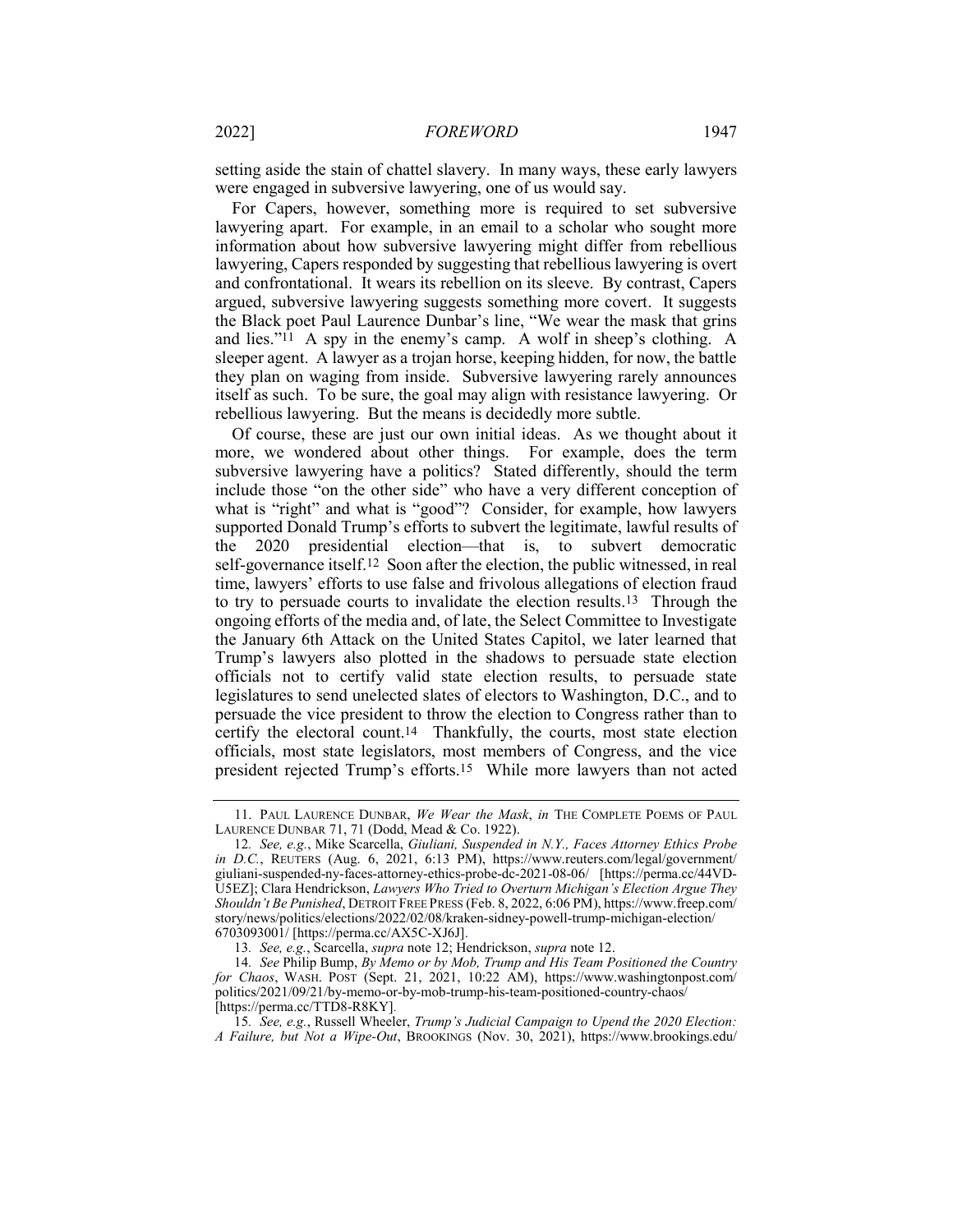setting aside the stain of chattel slavery. In many ways, these early lawyers were engaged in subversive lawyering, one of us would say.

For Capers, however, something more is required to set subversive lawyering apart. For example, in an email to a scholar who sought more information about how subversive lawyering might differ from rebellious lawyering, Capers responded by suggesting that rebellious lawyering is overt and confrontational. It wears its rebellion on its sleeve. By contrast, Capers argued, subversive lawyering suggests something more covert. It suggests the Black poet Paul Laurence Dunbar's line, "We wear the mask that grins and lies."[11] A spy in the enemy's camp. A wolf in sheep's clothing. A sleeper agent. A lawyer as a trojan horse, keeping hidden, for now, the battle they plan on waging from inside. Subversive lawyering rarely announces itself as such. To be sure, the goal may align with resistance lawyering. Or rebellious lawyering. But the means is decidedly more subtle.

Of course, these are just our own initial ideas. As we thought about it more, we wondered about other things. For example, does the term subversive lawyering have a politics? Stated differently, should the term include those "on the other side" who have a very different conception of what is "right" and what is "good"? Consider, for example, how lawyers supported Donald Trump's efforts to subvert the legitimate, lawful results of the 2020 presidential election—that is, to subvert democratic self-governance itself.[12] Soon after the election, the public witnessed, in real time, lawyers' efforts to use false and frivolous allegations of election fraud to try to persuade courts to invalidate the election results.[13] Through the ongoing efforts of the media and, of late, the Select Committee to Investigate the January 6th Attack on the United States Capitol, we later learned that Trump's lawyers also plotted in the shadows to persuade state election officials not to certify valid state election results, to persuade state legislatures to send unelected slates of electors to Washington, D.C., and to persuade the vice president to throw the election to Congress rather than to certify the electoral count.[14] Thankfully, the courts, most state election officials, most state legislators, most members of Congress, and the vice president rejected Trump's efforts.[15] While more lawyers than not acted

---

11. PAUL LAURENCE DUNBAR, *We Wear the Mask*, *in* THE COMPLETE POEMS OF PAUL LAURENCE DUNBAR 71, 71 (Dodd, Mead & Co. 1922).

12. *See, e.g.*, Mike Scarcella, *Giuliani, Suspended in N.Y., Faces Attorney Ethics Probe in D.C.*, REUTERS (Aug. 6, 2021, 6:13 PM), https://www.reuters.com/legal/government/giuliani-suspended-ny-faces-attorney-ethics-probe-dc-2021-08-06/ [https://perma.cc/44VD-U5EZ]; Clara Hendrickson, *Lawyers Who Tried to Overturn Michigan's Election Argue They Shouldn't Be Punished*, DETROIT FREE PRESS (Feb. 8, 2022, 6:06 PM), https://www.freep.com/story/news/politics/elections/2022/02/08/kraken-sidney-powell-trump-michigan-election/6703093001/ [https://perma.cc/AX5C-XJ6J].

13. *See, e.g.*, Scarcella, *supra* note 12; Hendrickson, *supra* note 12.

14. *See* Philip Bump, *By Memo or by Mob, Trump and His Team Positioned the Country for Chaos*, WASH. POST (Sept. 21, 2021, 10:22 AM), https://www.washingtonpost.com/politics/2021/09/21/by-memo-or-by-mob-trump-his-team-positioned-country-chaos/ [https://perma.cc/TTD8-R8KY].

15. *See, e.g.*, Russell Wheeler, *Trump's Judicial Campaign to Upend the 2020 Election: A Failure, but Not a Wipe-Out*, BROOKINGS (Nov. 30, 2021), https://www.brookings.edu/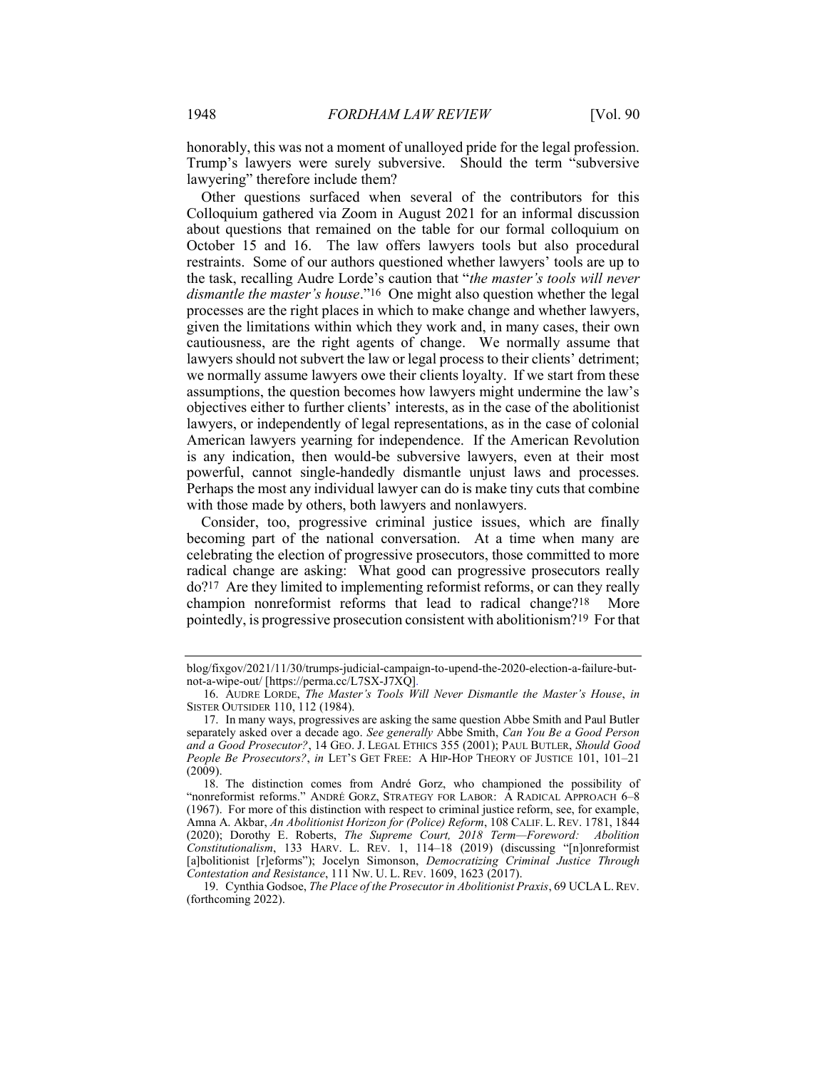honorably, this was not a moment of unalloyed pride for the legal profession. Trump's lawyers were surely subversive. Should the term "subversive lawyering" therefore include them?

Other questions surfaced when several of the contributors for this Colloquium gathered via Zoom in August 2021 for an informal discussion about questions that remained on the table for our formal colloquium on October 15 and 16. The law offers lawyers tools but also procedural restraints. Some of our authors questioned whether lawyers' tools are up to the task, recalling Audre Lorde's caution that "*the master's tools will never dismantle the master's house*."[16] One might also question whether the legal processes are the right places in which to make change and whether lawyers, given the limitations within which they work and, in many cases, their own cautiousness, are the right agents of change. We normally assume that lawyers should not subvert the law or legal process to their clients' detriment; we normally assume lawyers owe their clients loyalty. If we start from these assumptions, the question becomes how lawyers might undermine the law's objectives either to further clients' interests, as in the case of the abolitionist lawyers, or independently of legal representations, as in the case of colonial American lawyers yearning for independence. If the American Revolution is any indication, then would-be subversive lawyers, even at their most powerful, cannot single-handedly dismantle unjust laws and processes. Perhaps the most any individual lawyer can do is make tiny cuts that combine with those made by others, both lawyers and nonlawyers.

Consider, too, progressive criminal justice issues, which are finally becoming part of the national conversation. At a time when many are celebrating the election of progressive prosecutors, those committed to more radical change are asking: What good can progressive prosecutors really do?[17] Are they limited to implementing reformist reforms, or can they really champion nonreformist reforms that lead to radical change?[18] More pointedly, is progressive prosecution consistent with abolitionism?[19] For that

---

blog/fixgov/2021/11/30/trumps-judicial-campaign-to-upend-the-2020-election-a-failure-but-not-a-wipe-out/ [https://perma.cc/L7SX-J7XQ].

16. AUDRE LORDE, *The Master's Tools Will Never Dismantle the Master's House*, *in* SISTER OUTSIDER 110, 112 (1984).

17. In many ways, progressives are asking the same question Abbe Smith and Paul Butler separately asked over a decade ago. *See generally* Abbe Smith, *Can You Be a Good Person and a Good Prosecutor?*, 14 GEO. J. LEGAL ETHICS 355 (2001); PAUL BUTLER, *Should Good People Be Prosecutors?*, *in* LET'S GET FREE: A HIP-HOP THEORY OF JUSTICE 101, 101–21 (2009).

18. The distinction comes from André Gorz, who championed the possibility of "nonreformist reforms." ANDRÉ GORZ, STRATEGY FOR LABOR: A RADICAL APPROACH 6–8 (1967). For more of this distinction with respect to criminal justice reform, see, for example, Amna A. Akbar, *An Abolitionist Horizon for (Police) Reform*, 108 CALIF. L. REV. 1781, 1844 (2020); Dorothy E. Roberts, *The Supreme Court, 2018 Term—Foreword: Abolition Constitutionalism*, 133 HARV. L. REV. 1, 114–18 (2019) (discussing "[n]onreformist [a]bolitionist [r]eforms"); Jocelyn Simonson, *Democratizing Criminal Justice Through Contestation and Resistance*, 111 NW. U. L. REV. 1609, 1623 (2017).

19. Cynthia Godsoe, *The Place of the Prosecutor in Abolitionist Praxis*, 69 UCLA L. REV. (forthcoming 2022).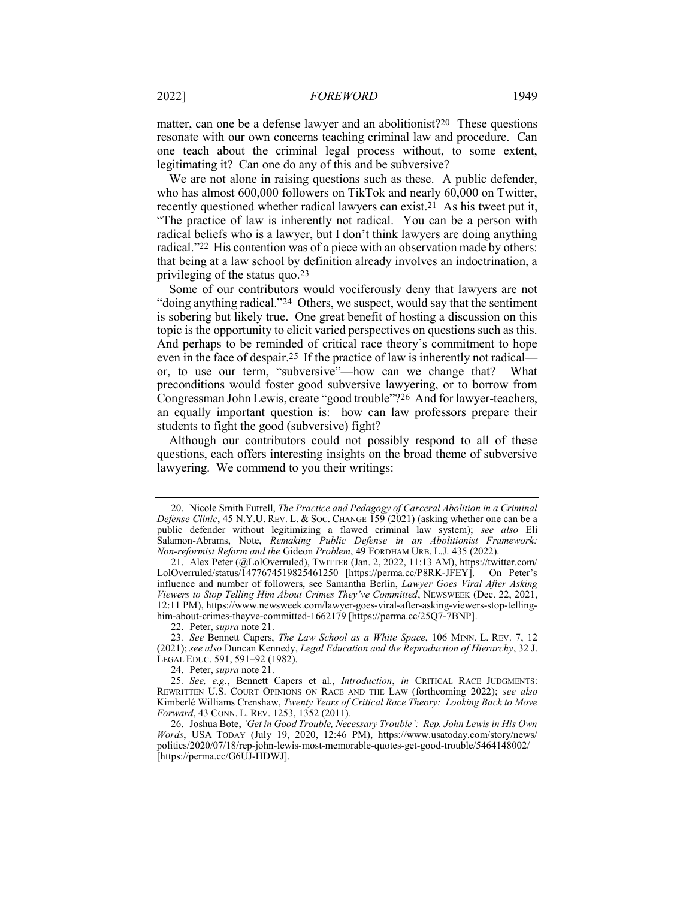matter, can one be a defense lawyer and an abolitionist?[20] These questions resonate with our own concerns teaching criminal law and procedure. Can one teach about the criminal legal process without, to some extent, legitimating it? Can one do any of this and be subversive?

We are not alone in raising questions such as these. A public defender, who has almost 600,000 followers on TikTok and nearly 60,000 on Twitter, recently questioned whether radical lawyers can exist.[21] As his tweet put it, "The practice of law is inherently not radical. You can be a person with radical beliefs who is a lawyer, but I don't think lawyers are doing anything radical."[22] His contention was of a piece with an observation made by others: that being at a law school by definition already involves an indoctrination, a privileging of the status quo.[23]

Some of our contributors would vociferously deny that lawyers are not "doing anything radical."[24] Others, we suspect, would say that the sentiment is sobering but likely true. One great benefit of hosting a discussion on this topic is the opportunity to elicit varied perspectives on questions such as this. And perhaps to be reminded of critical race theory's commitment to hope even in the face of despair.[25] If the practice of law is inherently not radical—or, to use our term, "subversive"—how can we change that? What preconditions would foster good subversive lawyering, or to borrow from Congressman John Lewis, create "good trouble"?[26] And for lawyer-teachers, an equally important question is: how can law professors prepare their students to fight the good (subversive) fight?

Although our contributors could not possibly respond to all of these questions, each offers interesting insights on the broad theme of subversive lawyering. We commend to you their writings:

---

20. Nicole Smith Futrell, *The Practice and Pedagogy of Carceral Abolition in a Criminal Defense Clinic*, 45 N.Y.U. REV. L. & SOC. CHANGE 159 (2021) (asking whether one can be a public defender without legitimizing a flawed criminal law system); *see also* Eli Salamon-Abrams, Note, *Remaking Public Defense in an Abolitionist Framework: Non-reformist Reform and the* Gideon *Problem*, 49 FORDHAM URB. L.J. 435 (2022).

21. Alex Peter (@LolOverruled), TWITTER (Jan. 2, 2022, 11:13 AM), https://twitter.com/LolOverruled/status/1477674519825461250 [https://perma.cc/P8RK-JFEY]. On Peter's influence and number of followers, see Samantha Berlin, *Lawyer Goes Viral After Asking Viewers to Stop Telling Him About Crimes They've Committed*, NEWSWEEK (Dec. 22, 2021, 12:11 PM), https://www.newsweek.com/lawyer-goes-viral-after-asking-viewers-stop-telling-him-about-crimes-theyve-committed-1662179 [https://perma.cc/25Q7-7BNP].

22. Peter, *supra* note 21.

23. *See* Bennett Capers, *The Law School as a White Space*, 106 MINN. L. REV. 7, 12 (2021); *see also* Duncan Kennedy, *Legal Education and the Reproduction of Hierarchy*, 32 J. LEGAL EDUC. 591, 591–92 (1982).

24. Peter, *supra* note 21.

25. *See, e.g.*, Bennett Capers et al., *Introduction*, *in* CRITICAL RACE JUDGMENTS: REWRITTEN U.S. COURT OPINIONS ON RACE AND THE LAW (forthcoming 2022); *see also* Kimberlé Williams Crenshaw, *Twenty Years of Critical Race Theory: Looking Back to Move Forward*, 43 CONN. L. REV. 1253, 1352 (2011).

26. Joshua Bote, *'Get in Good Trouble, Necessary Trouble': Rep. John Lewis in His Own Words*, USA TODAY (July 19, 2020, 12:46 PM), https://www.usatoday.com/story/news/politics/2020/07/18/rep-john-lewis-most-memorable-quotes-get-good-trouble/5464148002/ [https://perma.cc/G6UJ-HDWJ].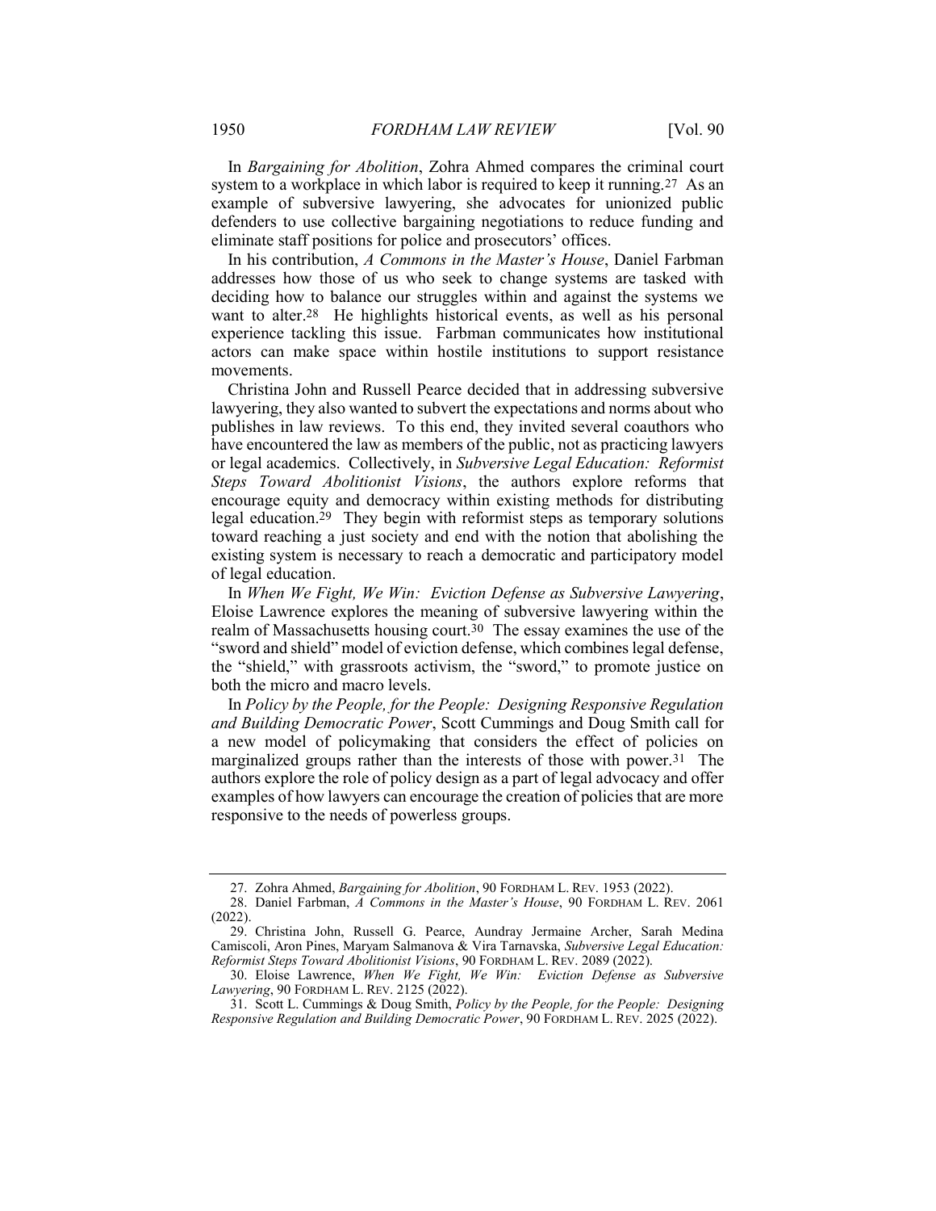In *Bargaining for Abolition*, Zohra Ahmed compares the criminal court system to a workplace in which labor is required to keep it running.[27] As an example of subversive lawyering, she advocates for unionized public defenders to use collective bargaining negotiations to reduce funding and eliminate staff positions for police and prosecutors' offices.

In his contribution, *A Commons in the Master's House*, Daniel Farbman addresses how those of us who seek to change systems are tasked with deciding how to balance our struggles within and against the systems we want to alter.[28] He highlights historical events, as well as his personal experience tackling this issue. Farbman communicates how institutional actors can make space within hostile institutions to support resistance movements.

Christina John and Russell Pearce decided that in addressing subversive lawyering, they also wanted to subvert the expectations and norms about who publishes in law reviews. To this end, they invited several coauthors who have encountered the law as members of the public, not as practicing lawyers or legal academics. Collectively, in *Subversive Legal Education: Reformist Steps Toward Abolitionist Visions*, the authors explore reforms that encourage equity and democracy within existing methods for distributing legal education.[29] They begin with reformist steps as temporary solutions toward reaching a just society and end with the notion that abolishing the existing system is necessary to reach a democratic and participatory model of legal education.

In *When We Fight, We Win: Eviction Defense as Subversive Lawyering*, Eloise Lawrence explores the meaning of subversive lawyering within the realm of Massachusetts housing court.[30] The essay examines the use of the "sword and shield" model of eviction defense, which combines legal defense, the "shield," with grassroots activism, the "sword," to promote justice on both the micro and macro levels.

In *Policy by the People, for the People: Designing Responsive Regulation and Building Democratic Power*, Scott Cummings and Doug Smith call for a new model of policymaking that considers the effect of policies on marginalized groups rather than the interests of those with power.[31] The authors explore the role of policy design as a part of legal advocacy and offer examples of how lawyers can encourage the creation of policies that are more responsive to the needs of powerless groups.

---

27. Zohra Ahmed, *Bargaining for Abolition*, 90 FORDHAM L. REV. 1953 (2022).

28. Daniel Farbman, *A Commons in the Master's House*, 90 FORDHAM L. REV. 2061 (2022).

29. Christina John, Russell G. Pearce, Aundray Jermaine Archer, Sarah Medina Camiscoli, Aron Pines, Maryam Salmanova & Vira Tarnavska, *Subversive Legal Education: Reformist Steps Toward Abolitionist Visions*, 90 FORDHAM L. REV. 2089 (2022).

30. Eloise Lawrence, *When We Fight, We Win: Eviction Defense as Subversive Lawyering*, 90 FORDHAM L. REV. 2125 (2022).

31. Scott L. Cummings & Doug Smith, *Policy by the People, for the People: Designing Responsive Regulation and Building Democratic Power*, 90 FORDHAM L. REV. 2025 (2022).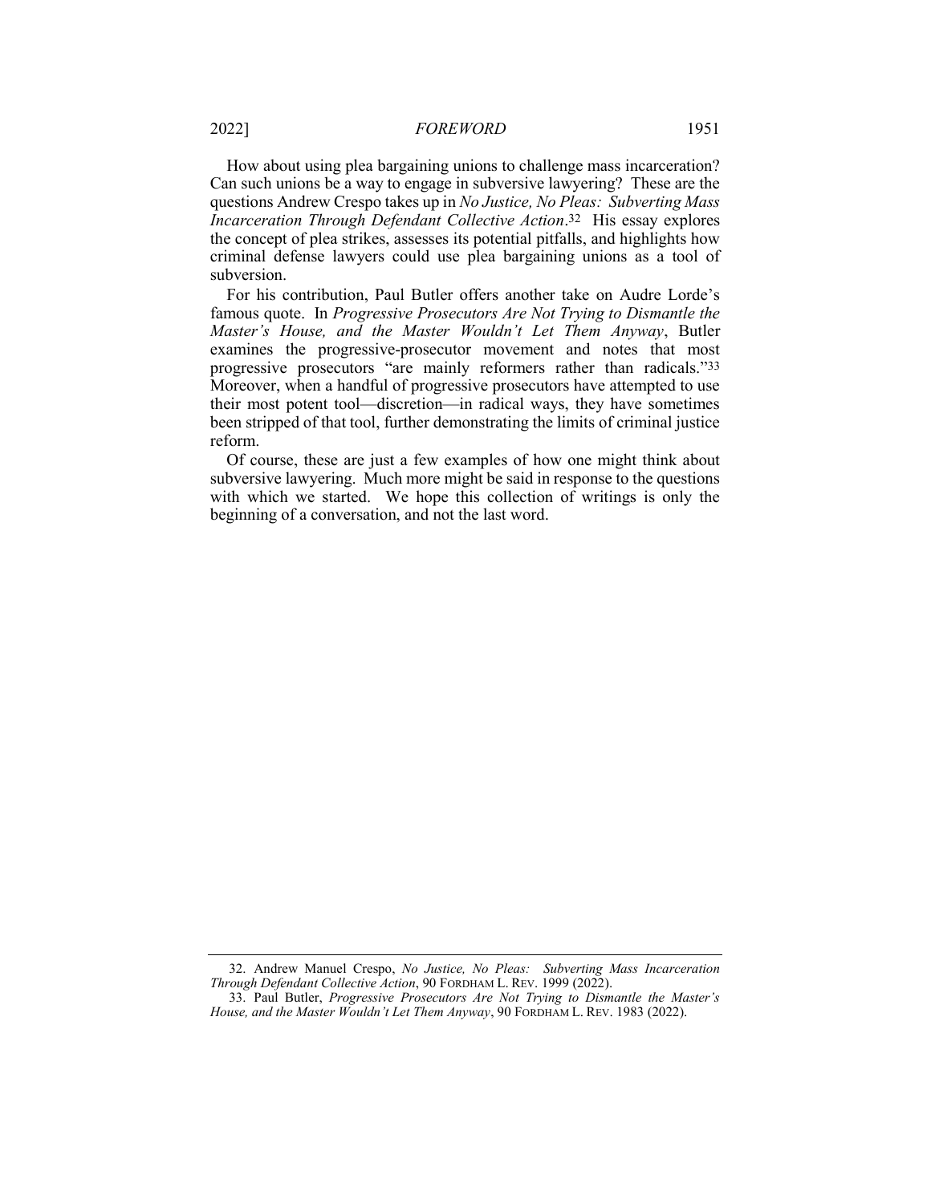How about using plea bargaining unions to challenge mass incarceration? Can such unions be a way to engage in subversive lawyering? These are the questions Andrew Crespo takes up in *No Justice, No Pleas: Subverting Mass Incarceration Through Defendant Collective Action*.[32] His essay explores the concept of plea strikes, assesses its potential pitfalls, and highlights how criminal defense lawyers could use plea bargaining unions as a tool of subversion.

For his contribution, Paul Butler offers another take on Audre Lorde's famous quote. In *Progressive Prosecutors Are Not Trying to Dismantle the Master's House, and the Master Wouldn't Let Them Anyway*, Butler examines the progressive-prosecutor movement and notes that most progressive prosecutors "are mainly reformers rather than radicals."[33] Moreover, when a handful of progressive prosecutors have attempted to use their most potent tool—discretion—in radical ways, they have sometimes been stripped of that tool, further demonstrating the limits of criminal justice reform.

Of course, these are just a few examples of how one might think about subversive lawyering. Much more might be said in response to the questions with which we started. We hope this collection of writings is only the beginning of a conversation, and not the last word.

---

32. Andrew Manuel Crespo, *No Justice, No Pleas: Subverting Mass Incarceration Through Defendant Collective Action*, 90 FORDHAM L. REV. 1999 (2022).

33. Paul Butler, *Progressive Prosecutors Are Not Trying to Dismantle the Master's House, and the Master Wouldn't Let Them Anyway*, 90 FORDHAM L. REV. 1983 (2022).